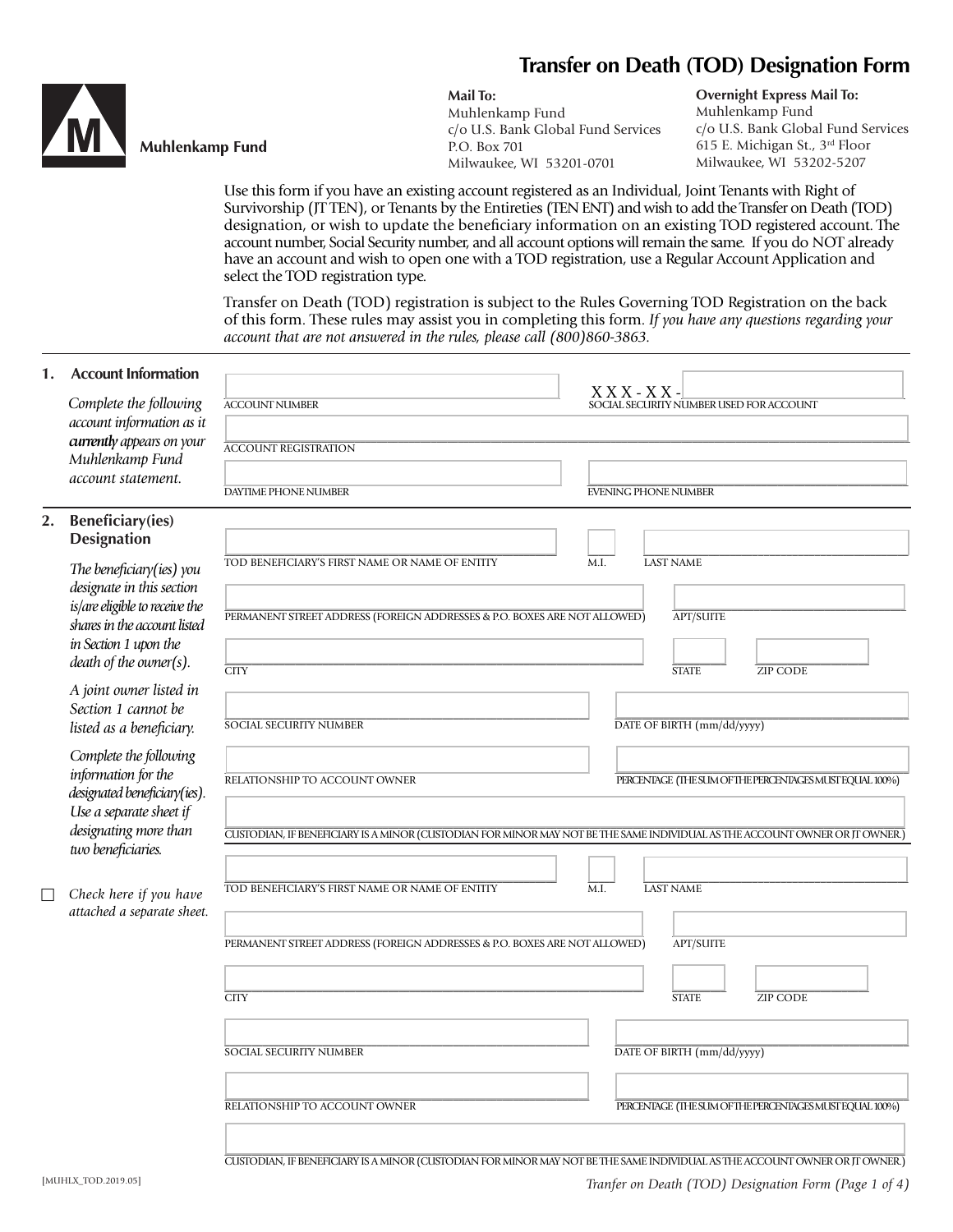# Transfer on Death (TOD) Designation Form

**Muhlenkamp Fund**

**Mail To:**
Muhlenkamp Fund
c/o U.S. Bank Global Fund Services
P.O. Box 701
Milwaukee, WI 53201-0701

**Overnight Express Mail To:**
Muhlenkamp Fund
c/o U.S. Bank Global Fund Services
615 E. Michigan St., 3rd Floor
Milwaukee, WI 53202-5207

Use this form if you have an existing account registered as an Individual, Joint Tenants with Right of Survivorship (JT TEN), or Tenants by the Entireties (TEN ENT) and wish to add the Transfer on Death (TOD) designation, or wish to update the beneficiary information on an existing TOD registered account. The account number, Social Security number, and all account options will remain the same. If you do NOT already have an account and wish to open one with a TOD registration, use a Regular Account Application and select the TOD registration type.

Transfer on Death (TOD) registration is subject to the Rules Governing TOD Registration on the back of this form. These rules may assist you in completing this form. *If you have any questions regarding your account that are not answered in the rules, please call (800)860-3863.*

## 1. Account Information

*Complete the following account information as it* ***currently*** *appears on your Muhlenkamp Fund account statement.*

ACCOUNT NUMBER ____________________

SOCIAL SECURITY NUMBER USED FOR ACCOUNT: XXX - XX - ________

ACCOUNT REGISTRATION ____________________

DAYTIME PHONE NUMBER ____________________

EVENING PHONE NUMBER ____________________

## 2. Beneficiary(ies) Designation

*The beneficiary(ies) you designate in this section is/are eligible to receive the shares in the account listed in Section 1 upon the death of the owner(s).*

*A joint owner listed in Section 1 cannot be listed as a beneficiary.*

*Complete the following information for the designated beneficiary(ies). Use a separate sheet if designating more than two beneficiaries.*

☐ *Check here if you have attached a separate sheet.*

TOD BENEFICIARY'S FIRST NAME OR NAME OF ENTITY ____________________ M.I. ____ LAST NAME ____________________

PERMANENT STREET ADDRESS (FOREIGN ADDRESSES & P.O. BOXES ARE NOT ALLOWED) ____________________ APT/SUITE ________

CITY ____________________ STATE ________ ZIP CODE ________

SOCIAL SECURITY NUMBER ____________________ DATE OF BIRTH (mm/dd/yyyy) ____________________

RELATIONSHIP TO ACCOUNT OWNER ____________________ PERCENTAGE (THE SUM OF THE PERCENTAGES MUST EQUAL 100%) ________

CUSTODIAN, IF BENEFICIARY IS A MINOR (CUSTODIAN FOR MINOR MAY NOT BE THE SAME INDIVIDUAL AS THE ACCOUNT OWNER OR JT OWNER.) ____________________

TOD BENEFICIARY'S FIRST NAME OR NAME OF ENTITY ____________________ M.I. ____ LAST NAME ____________________

PERMANENT STREET ADDRESS (FOREIGN ADDRESSES & P.O. BOXES ARE NOT ALLOWED) ____________________ APT/SUITE ________

CITY ____________________ STATE ________ ZIP CODE ________

SOCIAL SECURITY NUMBER ____________________ DATE OF BIRTH (mm/dd/yyyy) ____________________

RELATIONSHIP TO ACCOUNT OWNER ____________________ PERCENTAGE (THE SUM OF THE PERCENTAGES MUST EQUAL 100%) ________

CUSTODIAN, IF BENEFICIARY IS A MINOR (CUSTODIAN FOR MINOR MAY NOT BE THE SAME INDIVIDUAL AS THE ACCOUNT OWNER OR JT OWNER.) ____________________

[MUHLX_TOD.2019.05]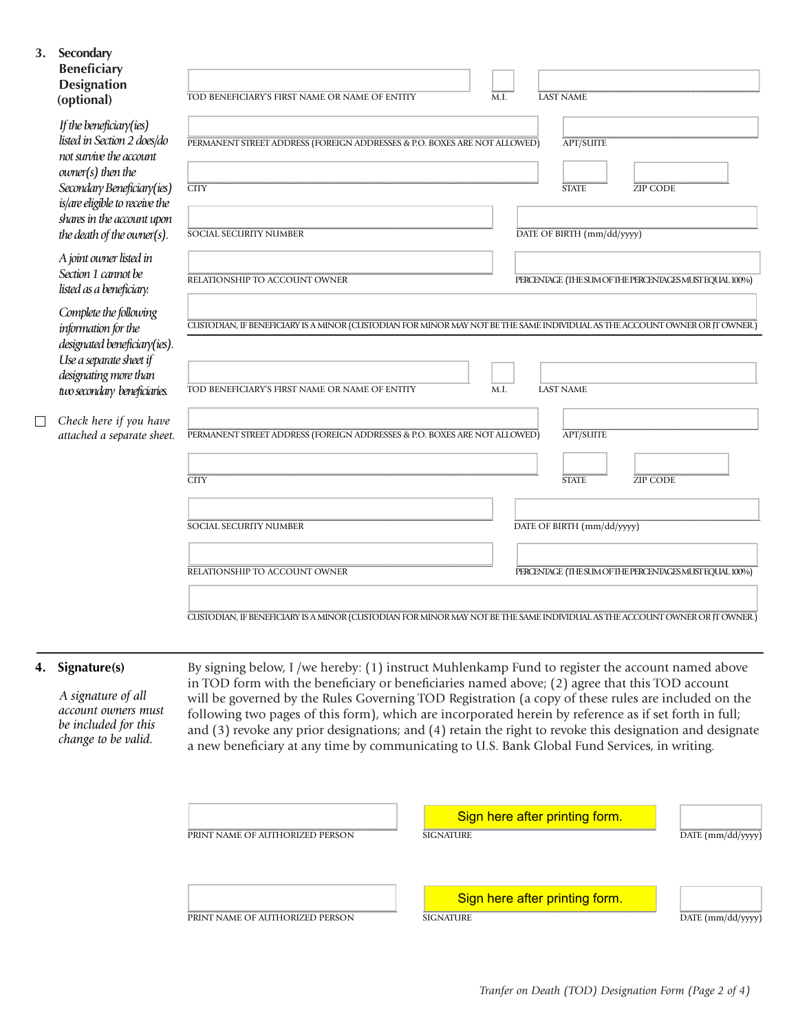## 3. Secondary Beneficiary Designation (optional)

*If the beneficiary(ies) listed in Section 2 does/do not survive the account owner(s) then the Secondary Beneficiary(ies) is/are eligible to receive the shares in the account upon the death of the owner(s).*

*A joint owner listed in Section 1 cannot be listed as a beneficiary.*

*Complete the following information for the designated beneficiary(ies). Use a separate sheet if designating more than two secondary beneficiaries.*

☐ *Check here if you have attached a separate sheet.*

TOD BENEFICIARY'S FIRST NAME OR NAME OF ENTITY | M.I. | LAST NAME

PERMANENT STREET ADDRESS (FOREIGN ADDRESSES & P.O. BOXES ARE NOT ALLOWED) | APT/SUITE

CITY | STATE | ZIP CODE

SOCIAL SECURITY NUMBER | DATE OF BIRTH (mm/dd/yyyy)

RELATIONSHIP TO ACCOUNT OWNER | PERCENTAGE (THE SUM OF THE PERCENTAGES MUST EQUAL 100%)

CUSTODIAN, IF BENEFICIARY IS A MINOR (CUSTODIAN FOR MINOR MAY NOT BE THE SAME INDIVIDUAL AS THE ACCOUNT OWNER OR JT OWNER.)

TOD BENEFICIARY'S FIRST NAME OR NAME OF ENTITY | M.I. | LAST NAME

PERMANENT STREET ADDRESS (FOREIGN ADDRESSES & P.O. BOXES ARE NOT ALLOWED) | APT/SUITE

CITY | STATE | ZIP CODE

SOCIAL SECURITY NUMBER | DATE OF BIRTH (mm/dd/yyyy)

RELATIONSHIP TO ACCOUNT OWNER | PERCENTAGE (THE SUM OF THE PERCENTAGES MUST EQUAL 100%)

CUSTODIAN, IF BENEFICIARY IS A MINOR (CUSTODIAN FOR MINOR MAY NOT BE THE SAME INDIVIDUAL AS THE ACCOUNT OWNER OR JT OWNER.)

## 4. Signature(s)

*A signature of all account owners must be included for this change to be valid.*

By signing below, I /we hereby: (1) instruct Muhlenkamp Fund to register the account named above in TOD form with the beneficiary or beneficiaries named above; (2) agree that this TOD account will be governed by the Rules Governing TOD Registration (a copy of these rules are included on the following two pages of this form), which are incorporated herein by reference as if set forth in full; and (3) revoke any prior designations; and (4) retain the right to revoke this designation and designate a new beneficiary at any time by communicating to U.S. Bank Global Fund Services, in writing.

PRINT NAME OF AUTHORIZED PERSON | Sign here after printing form. SIGNATURE | DATE (mm/dd/yyyy)

PRINT NAME OF AUTHORIZED PERSON | Sign here after printing form. SIGNATURE | DATE (mm/dd/yyyy)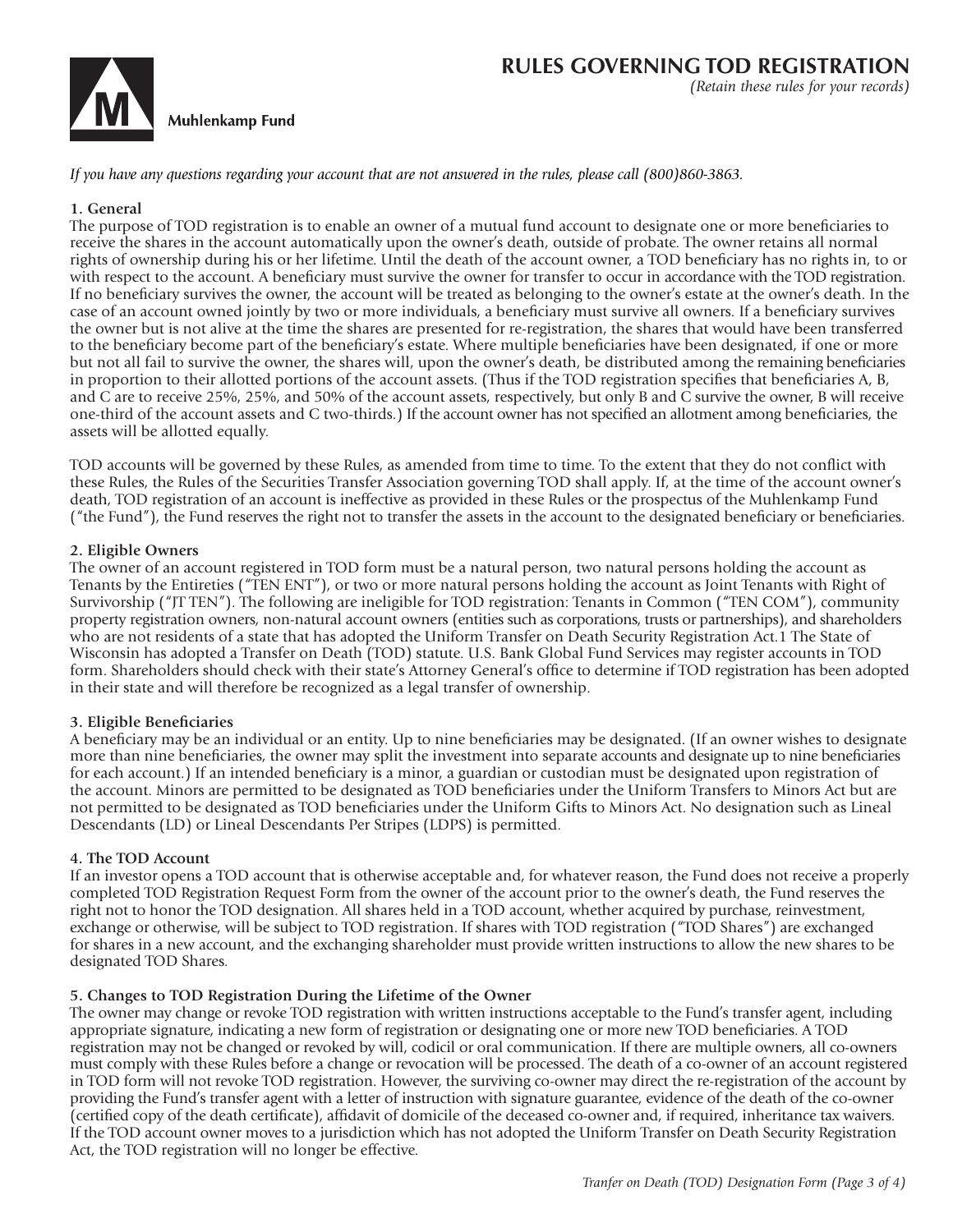**Muhlenkamp Fund**

# RULES GOVERNING TOD REGISTRATION

*(Retain these rules for your records)*

*If you have any questions regarding your account that are not answered in the rules, please call (800)860-3863.*

### 1. General

The purpose of TOD registration is to enable an owner of a mutual fund account to designate one or more beneficiaries to receive the shares in the account automatically upon the owner's death, outside of probate. The owner retains all normal rights of ownership during his or her lifetime. Until the death of the account owner, a TOD beneficiary has no rights in, to or with respect to the account. A beneficiary must survive the owner for transfer to occur in accordance with the TOD registration. If no beneficiary survives the owner, the account will be treated as belonging to the owner's estate at the owner's death. In the case of an account owned jointly by two or more individuals, a beneficiary must survive all owners. If a beneficiary survives the owner but is not alive at the time the shares are presented for re-registration, the shares that would have been transferred to the beneficiary become part of the beneficiary's estate. Where multiple beneficiaries have been designated, if one or more but not all fail to survive the owner, the shares will, upon the owner's death, be distributed among the remaining beneficiaries in proportion to their allotted portions of the account assets. (Thus if the TOD registration specifies that beneficiaries A, B, and C are to receive 25%, 25%, and 50% of the account assets, respectively, but only B and C survive the owner, B will receive one-third of the account assets and C two-thirds.) If the account owner has not specified an allotment among beneficiaries, the assets will be allotted equally.

TOD accounts will be governed by these Rules, as amended from time to time. To the extent that they do not conflict with these Rules, the Rules of the Securities Transfer Association governing TOD shall apply. If, at the time of the account owner's death, TOD registration of an account is ineffective as provided in these Rules or the prospectus of the Muhlenkamp Fund ("the Fund"), the Fund reserves the right not to transfer the assets in the account to the designated beneficiary or beneficiaries.

### 2. Eligible Owners

The owner of an account registered in TOD form must be a natural person, two natural persons holding the account as Tenants by the Entireties ("TEN ENT"), or two or more natural persons holding the account as Joint Tenants with Right of Survivorship ("JT TEN"). The following are ineligible for TOD registration: Tenants in Common ("TEN COM"), community property registration owners, non-natural account owners (entities such as corporations, trusts or partnerships), and shareholders who are not residents of a state that has adopted the Uniform Transfer on Death Security Registration Act.1 The State of Wisconsin has adopted a Transfer on Death (TOD) statute. U.S. Bank Global Fund Services may register accounts in TOD form. Shareholders should check with their state's Attorney General's office to determine if TOD registration has been adopted in their state and will therefore be recognized as a legal transfer of ownership.

### 3. Eligible Beneficiaries

A beneficiary may be an individual or an entity. Up to nine beneficiaries may be designated. (If an owner wishes to designate more than nine beneficiaries, the owner may split the investment into separate accounts and designate up to nine beneficiaries for each account.) If an intended beneficiary is a minor, a guardian or custodian must be designated upon registration of the account. Minors are permitted to be designated as TOD beneficiaries under the Uniform Transfers to Minors Act but are not permitted to be designated as TOD beneficiaries under the Uniform Gifts to Minors Act. No designation such as Lineal Descendants (LD) or Lineal Descendants Per Stripes (LDPS) is permitted.

### 4. The TOD Account

If an investor opens a TOD account that is otherwise acceptable and, for whatever reason, the Fund does not receive a properly completed TOD Registration Request Form from the owner of the account prior to the owner's death, the Fund reserves the right not to honor the TOD designation. All shares held in a TOD account, whether acquired by purchase, reinvestment, exchange or otherwise, will be subject to TOD registration. If shares with TOD registration ("TOD Shares") are exchanged for shares in a new account, and the exchanging shareholder must provide written instructions to allow the new shares to be designated TOD Shares.

### 5. Changes to TOD Registration During the Lifetime of the Owner

The owner may change or revoke TOD registration with written instructions acceptable to the Fund's transfer agent, including appropriate signature, indicating a new form of registration or designating one or more new TOD beneficiaries. A TOD registration may not be changed or revoked by will, codicil or oral communication. If there are multiple owners, all co-owners must comply with these Rules before a change or revocation will be processed. The death of a co-owner of an account registered in TOD form will not revoke TOD registration. However, the surviving co-owner may direct the re-registration of the account by providing the Fund's transfer agent with a letter of instruction with signature guarantee, evidence of the death of the co-owner (certified copy of the death certificate), affidavit of domicile of the deceased co-owner and, if required, inheritance tax waivers. If the TOD account owner moves to a jurisdiction which has not adopted the Uniform Transfer on Death Security Registration Act, the TOD registration will no longer be effective.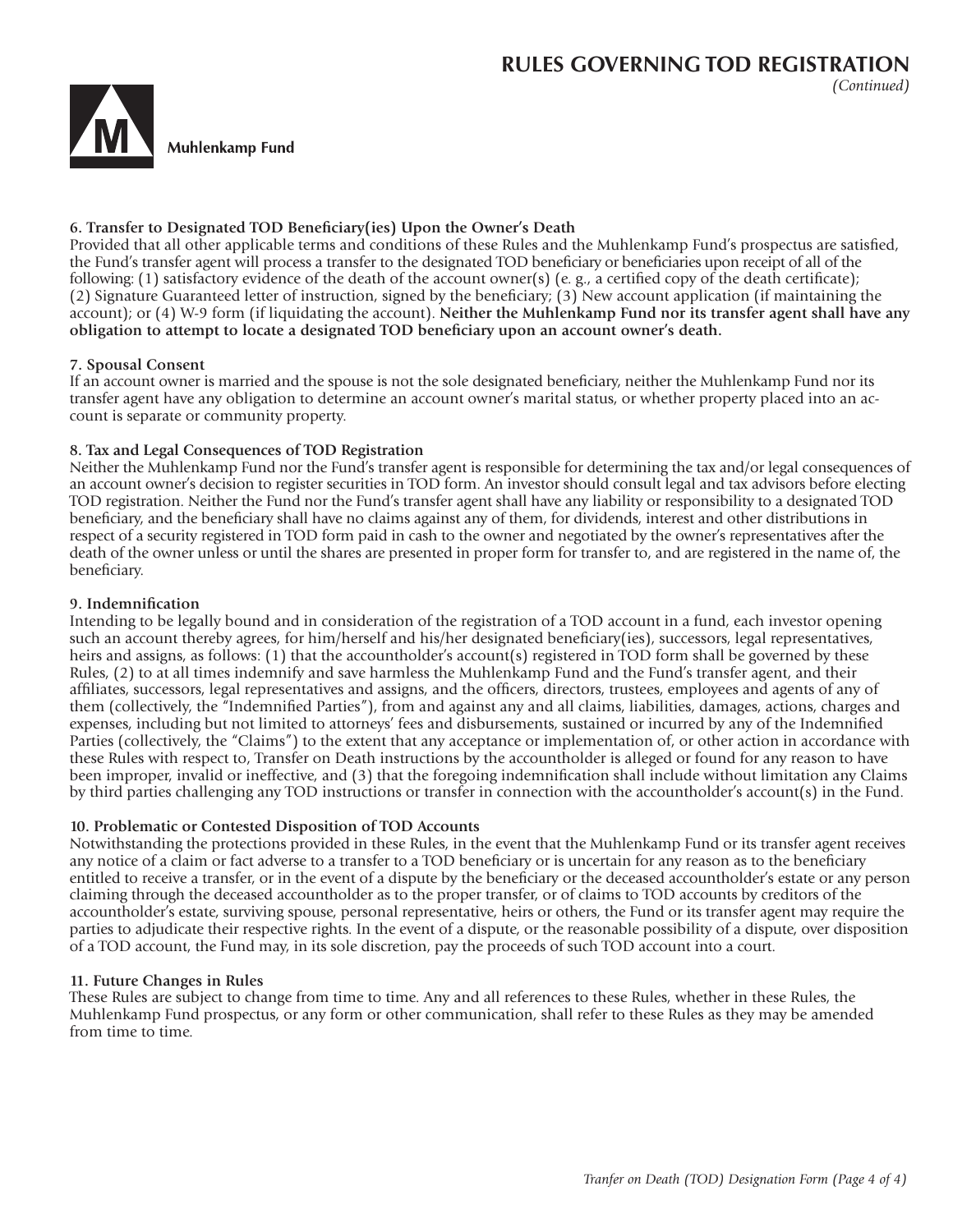# RULES GOVERNING TOD REGISTRATION

*(Continued)*

Muhlenkamp Fund

**6. Transfer to Designated TOD Beneficiary(ies) Upon the Owner's Death**

Provided that all other applicable terms and conditions of these Rules and the Muhlenkamp Fund's prospectus are satisfied, the Fund's transfer agent will process a transfer to the designated TOD beneficiary or beneficiaries upon receipt of all of the following: (1) satisfactory evidence of the death of the account owner(s) (e. g., a certified copy of the death certificate); (2) Signature Guaranteed letter of instruction, signed by the beneficiary; (3) New account application (if maintaining the account); or (4) W-9 form (if liquidating the account). **Neither the Muhlenkamp Fund nor its transfer agent shall have any obligation to attempt to locate a designated TOD beneficiary upon an account owner's death.**

**7. Spousal Consent**

If an account owner is married and the spouse is not the sole designated beneficiary, neither the Muhlenkamp Fund nor its transfer agent have any obligation to determine an account owner's marital status, or whether property placed into an account is separate or community property.

**8. Tax and Legal Consequences of TOD Registration**

Neither the Muhlenkamp Fund nor the Fund's transfer agent is responsible for determining the tax and/or legal consequences of an account owner's decision to register securities in TOD form. An investor should consult legal and tax advisors before electing TOD registration. Neither the Fund nor the Fund's transfer agent shall have any liability or responsibility to a designated TOD beneficiary, and the beneficiary shall have no claims against any of them, for dividends, interest and other distributions in respect of a security registered in TOD form paid in cash to the owner and negotiated by the owner's representatives after the death of the owner unless or until the shares are presented in proper form for transfer to, and are registered in the name of, the beneficiary.

**9. Indemnification**

Intending to be legally bound and in consideration of the registration of a TOD account in a fund, each investor opening such an account thereby agrees, for him/herself and his/her designated beneficiary(ies), successors, legal representatives, heirs and assigns, as follows: (1) that the accountholder's account(s) registered in TOD form shall be governed by these Rules, (2) to at all times indemnify and save harmless the Muhlenkamp Fund and the Fund's transfer agent, and their affiliates, successors, legal representatives and assigns, and the officers, directors, trustees, employees and agents of any of them (collectively, the "Indemnified Parties"), from and against any and all claims, liabilities, damages, actions, charges and expenses, including but not limited to attorneys' fees and disbursements, sustained or incurred by any of the Indemnified Parties (collectively, the "Claims") to the extent that any acceptance or implementation of, or other action in accordance with these Rules with respect to, Transfer on Death instructions by the accountholder is alleged or found for any reason to have been improper, invalid or ineffective, and (3) that the foregoing indemnification shall include without limitation any Claims by third parties challenging any TOD instructions or transfer in connection with the accountholder's account(s) in the Fund.

**10. Problematic or Contested Disposition of TOD Accounts**

Notwithstanding the protections provided in these Rules, in the event that the Muhlenkamp Fund or its transfer agent receives any notice of a claim or fact adverse to a transfer to a TOD beneficiary or is uncertain for any reason as to the beneficiary entitled to receive a transfer, or in the event of a dispute by the beneficiary or the deceased accountholder's estate or any person claiming through the deceased accountholder as to the proper transfer, or of claims to TOD accounts by creditors of the accountholder's estate, surviving spouse, personal representative, heirs or others, the Fund or its transfer agent may require the parties to adjudicate their respective rights. In the event of a dispute, or the reasonable possibility of a dispute, over disposition of a TOD account, the Fund may, in its sole discretion, pay the proceeds of such TOD account into a court.

**11. Future Changes in Rules**

These Rules are subject to change from time to time. Any and all references to these Rules, whether in these Rules, the Muhlenkamp Fund prospectus, or any form or other communication, shall refer to these Rules as they may be amended from time to time.